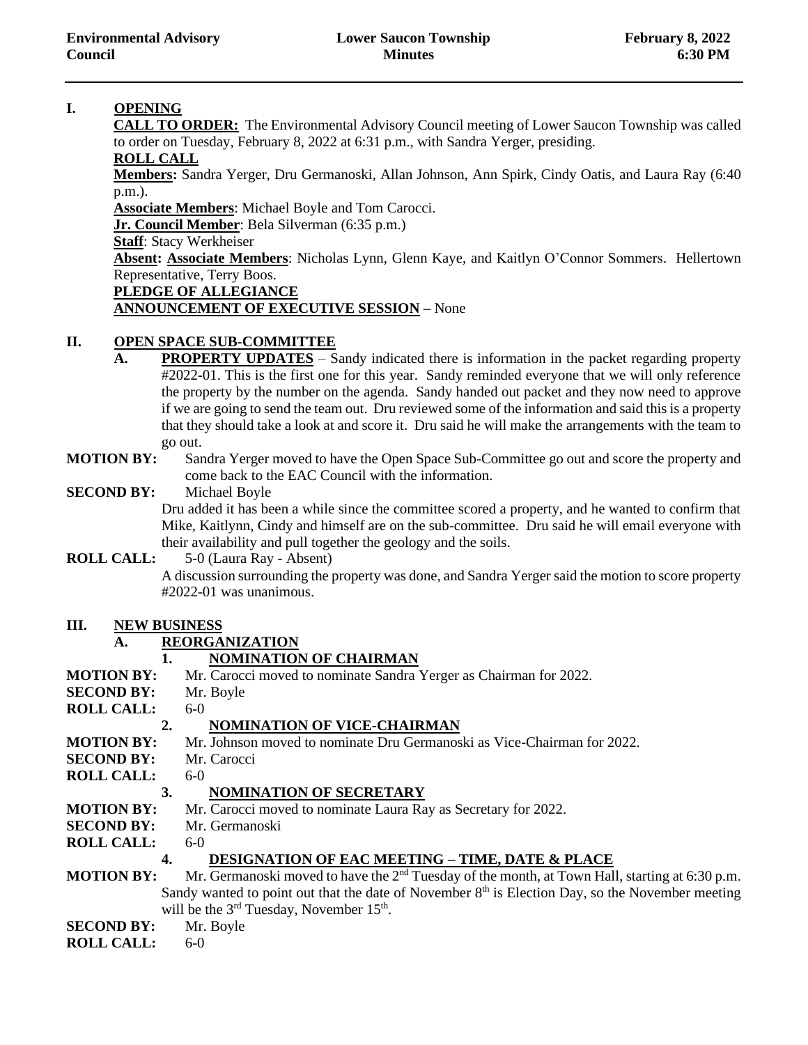**Environmental Advisory Council** | **Lower Saucon Township Minutes** | **February 8, 2022 6:30 PM**

## I. OPENING

**CALL TO ORDER:** The Environmental Advisory Council meeting of Lower Saucon Township was called to order on Tuesday, February 8, 2022 at 6:31 p.m., with Sandra Yerger, presiding.

**ROLL CALL**

**Members:** Sandra Yerger, Dru Germanoski, Allan Johnson, Ann Spirk, Cindy Oatis, and Laura Ray (6:40 p.m.).

**Associate Members**: Michael Boyle and Tom Carocci.

**Jr. Council Member**: Bela Silverman (6:35 p.m.)

**Staff**: Stacy Werkheiser

**Absent: Associate Members**: Nicholas Lynn, Glenn Kaye, and Kaitlyn O'Connor Sommers. Hellertown Representative, Terry Boos.

**PLEDGE OF ALLEGIANCE**

**ANNOUNCEMENT OF EXECUTIVE SESSION** – None

## II. OPEN SPACE SUB-COMMITTEE

**A. PROPERTY UPDATES** – Sandy indicated there is information in the packet regarding property #2022-01. This is the first one for this year. Sandy reminded everyone that we will only reference the property by the number on the agenda. Sandy handed out packet and they now need to approve if we are going to send the team out. Dru reviewed some of the information and said this is a property that they should take a look at and score it. Dru said he will make the arrangements with the team to go out.

**MOTION BY:** Sandra Yerger moved to have the Open Space Sub-Committee go out and score the property and come back to the EAC Council with the information.

**SECOND BY:** Michael Boyle

Dru added it has been a while since the committee scored a property, and he wanted to confirm that Mike, Kaitlynn, Cindy and himself are on the sub-committee. Dru said he will email everyone with their availability and pull together the geology and the soils.

**ROLL CALL:** 5-0 (Laura Ray - Absent)

A discussion surrounding the property was done, and Sandra Yerger said the motion to score property #2022-01 was unanimous.

## III. NEW BUSINESS

### A. REORGANIZATION

#### 1. NOMINATION OF CHAIRMAN

**MOTION BY:** Mr. Carocci moved to nominate Sandra Yerger as Chairman for 2022.

**SECOND BY:** Mr. Boyle

**ROLL CALL:** 6-0

#### 2. NOMINATION OF VICE-CHAIRMAN

**MOTION BY:** Mr. Johnson moved to nominate Dru Germanoski as Vice-Chairman for 2022.

**SECOND BY:** Mr. Carocci

**ROLL CALL:** 6-0

#### 3. NOMINATION OF SECRETARY

**MOTION BY:** Mr. Carocci moved to nominate Laura Ray as Secretary for 2022.

**SECOND BY:** Mr. Germanoski

**ROLL CALL:** 6-0

#### 4. DESIGNATION OF EAC MEETING – TIME, DATE & PLACE

**MOTION BY:** Mr. Germanoski moved to have the 2nd Tuesday of the month, at Town Hall, starting at 6:30 p.m. Sandy wanted to point out that the date of November 8th is Election Day, so the November meeting will be the 3rd Tuesday, November 15th.

**SECOND BY:** Mr. Boyle

**ROLL CALL:** 6-0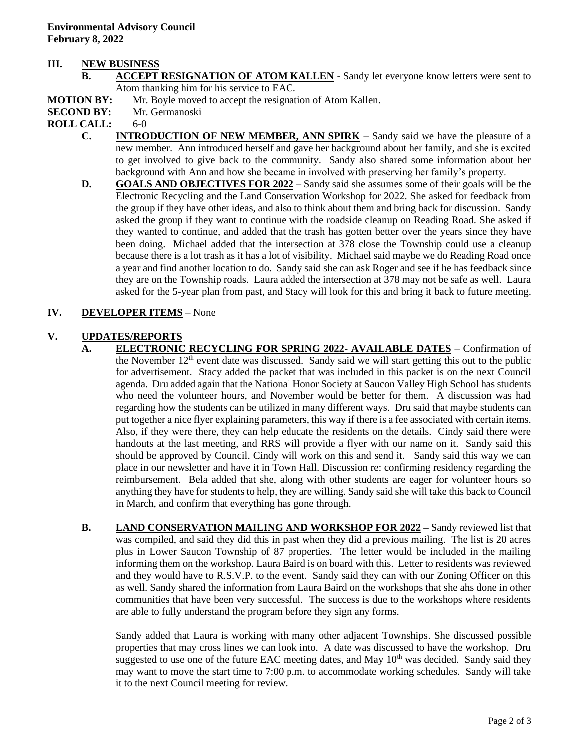**Environmental Advisory Council**
**February 8, 2022**

## III. NEW BUSINESS

**B. ACCEPT RESIGNATION OF ATOM KALLEN -** Sandy let everyone know letters were sent to Atom thanking him for his service to EAC.

**MOTION BY:** Mr. Boyle moved to accept the resignation of Atom Kallen.
**SECOND BY:** Mr. Germanoski
**ROLL CALL:** 6-0

**C. INTRODUCTION OF NEW MEMBER, ANN SPIRK –** Sandy said we have the pleasure of a new member. Ann introduced herself and gave her background about her family, and she is excited to get involved to give back to the community. Sandy also shared some information about her background with Ann and how she became in involved with preserving her family's property.

**D. GOALS AND OBJECTIVES FOR 2022** – Sandy said she assumes some of their goals will be the Electronic Recycling and the Land Conservation Workshop for 2022. She asked for feedback from the group if they have other ideas, and also to think about them and bring back for discussion. Sandy asked the group if they want to continue with the roadside cleanup on Reading Road. She asked if they wanted to continue, and added that the trash has gotten better over the years since they have been doing. Michael added that the intersection at 378 close the Township could use a cleanup because there is a lot trash as it has a lot of visibility. Michael said maybe we do Reading Road once a year and find another location to do. Sandy said she can ask Roger and see if he has feedback since they are on the Township roads. Laura added the intersection at 378 may not be safe as well. Laura asked for the 5-year plan from past, and Stacy will look for this and bring it back to future meeting.

## IV. DEVELOPER ITEMS – None

## V. UPDATES/REPORTS

**A. ELECTRONIC RECYCLING FOR SPRING 2022- AVAILABLE DATES** – Confirmation of the November 12th event date was discussed. Sandy said we will start getting this out to the public for advertisement. Stacy added the packet that was included in this packet is on the next Council agenda. Dru added again that the National Honor Society at Saucon Valley High School has students who need the volunteer hours, and November would be better for them. A discussion was had regarding how the students can be utilized in many different ways. Dru said that maybe students can put together a nice flyer explaining parameters, this way if there is a fee associated with certain items. Also, if they were there, they can help educate the residents on the details. Cindy said there were handouts at the last meeting, and RRS will provide a flyer with our name on it. Sandy said this should be approved by Council. Cindy will work on this and send it. Sandy said this way we can place in our newsletter and have it in Town Hall. Discussion re: confirming residency regarding the reimbursement. Bela added that she, along with other students are eager for volunteer hours so anything they have for students to help, they are willing. Sandy said she will take this back to Council in March, and confirm that everything has gone through.

**B. LAND CONSERVATION MAILING AND WORKSHOP FOR 2022 –** Sandy reviewed list that was compiled, and said they did this in past when they did a previous mailing. The list is 20 acres plus in Lower Saucon Township of 87 properties. The letter would be included in the mailing informing them on the workshop. Laura Baird is on board with this. Letter to residents was reviewed and they would have to R.S.V.P. to the event. Sandy said they can with our Zoning Officer on this as well. Sandy shared the information from Laura Baird on the workshops that she ahs done in other communities that have been very successful. The success is due to the workshops where residents are able to fully understand the program before they sign any forms.

Sandy added that Laura is working with many other adjacent Townships. She discussed possible properties that may cross lines we can look into. A date was discussed to have the workshop. Dru suggested to use one of the future EAC meeting dates, and May 10th was decided. Sandy said they may want to move the start time to 7:00 p.m. to accommodate working schedules. Sandy will take it to the next Council meeting for review.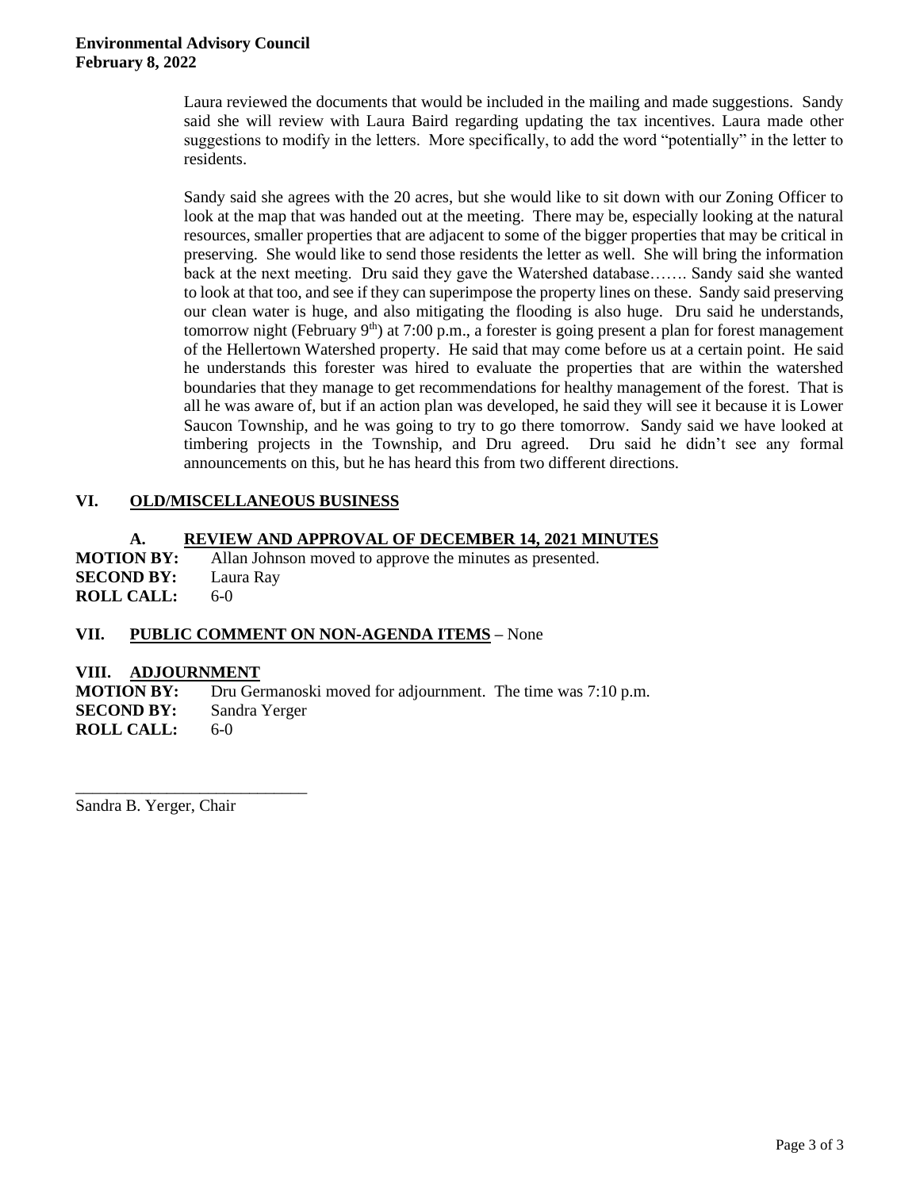Laura reviewed the documents that would be included in the mailing and made suggestions. Sandy said she will review with Laura Baird regarding updating the tax incentives. Laura made other suggestions to modify in the letters. More specifically, to add the word "potentially" in the letter to residents.

Sandy said she agrees with the 20 acres, but she would like to sit down with our Zoning Officer to look at the map that was handed out at the meeting. There may be, especially looking at the natural resources, smaller properties that are adjacent to some of the bigger properties that may be critical in preserving. She would like to send those residents the letter as well. She will bring the information back at the next meeting. Dru said they gave the Watershed database……. Sandy said she wanted to look at that too, and see if they can superimpose the property lines on these. Sandy said preserving our clean water is huge, and also mitigating the flooding is also huge. Dru said he understands, tomorrow night (February 9th) at 7:00 p.m., a forester is going present a plan for forest management of the Hellertown Watershed property. He said that may come before us at a certain point. He said he understands this forester was hired to evaluate the properties that are within the watershed boundaries that they manage to get recommendations for healthy management of the forest. That is all he was aware of, but if an action plan was developed, he said they will see it because it is Lower Saucon Township, and he was going to try to go there tomorrow. Sandy said we have looked at timbering projects in the Township, and Dru agreed. Dru said he didn't see any formal announcements on this, but he has heard this from two different directions.

## VI. OLD/MISCELLANEOUS BUSINESS

### A. REVIEW AND APPROVAL OF DECEMBER 14, 2021 MINUTES

**MOTION BY:** Allan Johnson moved to approve the minutes as presented.
**SECOND BY:** Laura Ray
**ROLL CALL:** 6-0

## VII. PUBLIC COMMENT ON NON-AGENDA ITEMS – None

## VIII. ADJOURNMENT

**MOTION BY:** Dru Germanoski moved for adjournment. The time was 7:10 p.m.
**SECOND BY:** Sandra Yerger
**ROLL CALL:** 6-0

\_\_\_\_\_\_\_\_\_\_\_\_\_\_\_\_\_\_\_\_\_\_\_\_\_\_\_\_

Sandra B. Yerger, Chair